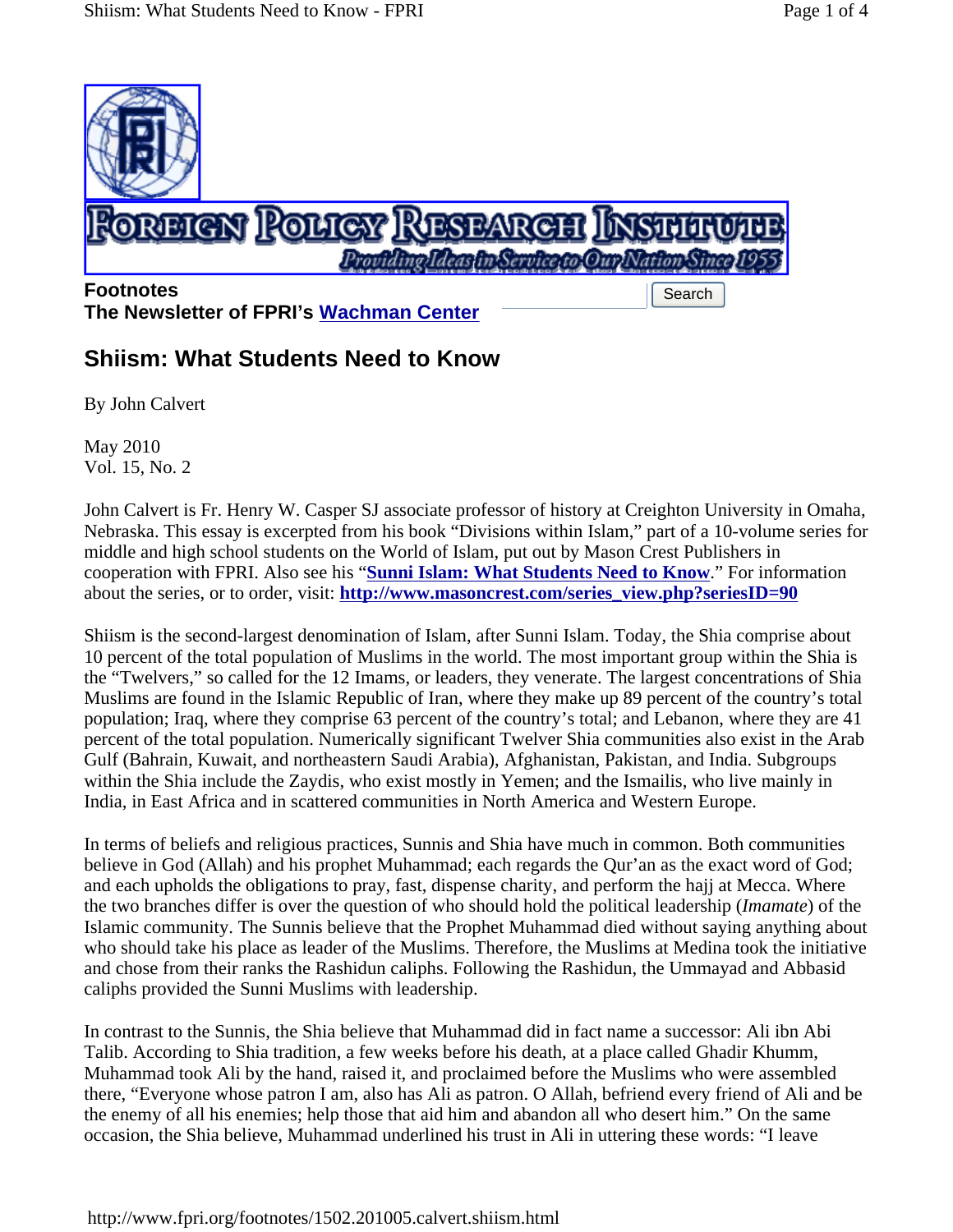**Footnotes**
**The Newsletter of FPRI's Wachman Center**

Search

# Shiism: What Students Need to Know

By John Calvert

May 2010
Vol. 15, No. 2

John Calvert is Fr. Henry W. Casper SJ associate professor of history at Creighton University in Omaha, Nebraska. This essay is excerpted from his book "Divisions within Islam," part of a 10-volume series for middle and high school students on the World of Islam, put out by Mason Crest Publishers in cooperation with FPRI. Also see his "**Sunni Islam: What Students Need to Know**." For information about the series, or to order, visit: **http://www.masoncrest.com/series_view.php?seriesID=90**

Shiism is the second-largest denomination of Islam, after Sunni Islam. Today, the Shia comprise about 10 percent of the total population of Muslims in the world. The most important group within the Shia is the "Twelvers," so called for the 12 Imams, or leaders, they venerate. The largest concentrations of Shia Muslims are found in the Islamic Republic of Iran, where they make up 89 percent of the country's total population; Iraq, where they comprise 63 percent of the country's total; and Lebanon, where they are 41 percent of the total population. Numerically significant Twelver Shia communities also exist in the Arab Gulf (Bahrain, Kuwait, and northeastern Saudi Arabia), Afghanistan, Pakistan, and India. Subgroups within the Shia include the Zaydis, who exist mostly in Yemen; and the Ismailis, who live mainly in India, in East Africa and in scattered communities in North America and Western Europe.

In terms of beliefs and religious practices, Sunnis and Shia have much in common. Both communities believe in God (Allah) and his prophet Muhammad; each regards the Qur'an as the exact word of God; and each upholds the obligations to pray, fast, dispense charity, and perform the hajj at Mecca. Where the two branches differ is over the question of who should hold the political leadership (*Imamate*) of the Islamic community. The Sunnis believe that the Prophet Muhammad died without saying anything about who should take his place as leader of the Muslims. Therefore, the Muslims at Medina took the initiative and chose from their ranks the Rashidun caliphs. Following the Rashidun, the Ummayad and Abbasid caliphs provided the Sunni Muslims with leadership.

In contrast to the Sunnis, the Shia believe that Muhammad did in fact name a successor: Ali ibn Abi Talib. According to Shia tradition, a few weeks before his death, at a place called Ghadir Khumm, Muhammad took Ali by the hand, raised it, and proclaimed before the Muslims who were assembled there, "Everyone whose patron I am, also has Ali as patron. O Allah, befriend every friend of Ali and be the enemy of all his enemies; help those that aid him and abandon all who desert him." On the same occasion, the Shia believe, Muhammad underlined his trust in Ali in uttering these words: "I leave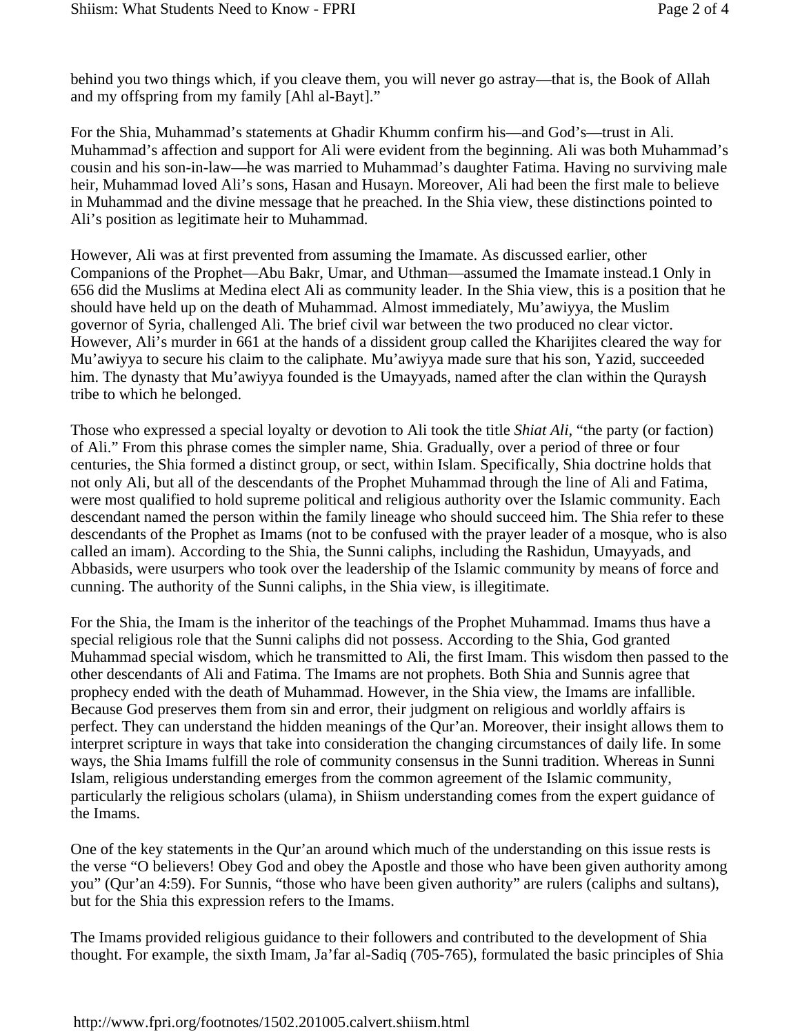behind you two things which, if you cleave them, you will never go astray—that is, the Book of Allah and my offspring from my family [Ahl al-Bayt]."

For the Shia, Muhammad's statements at Ghadir Khumm confirm his—and God's—trust in Ali. Muhammad's affection and support for Ali were evident from the beginning. Ali was both Muhammad's cousin and his son-in-law—he was married to Muhammad's daughter Fatima. Having no surviving male heir, Muhammad loved Ali's sons, Hasan and Husayn. Moreover, Ali had been the first male to believe in Muhammad and the divine message that he preached. In the Shia view, these distinctions pointed to Ali's position as legitimate heir to Muhammad.

However, Ali was at first prevented from assuming the Imamate. As discussed earlier, other Companions of the Prophet—Abu Bakr, Umar, and Uthman—assumed the Imamate instead.1 Only in 656 did the Muslims at Medina elect Ali as community leader. In the Shia view, this is a position that he should have held up on the death of Muhammad. Almost immediately, Mu'awiyya, the Muslim governor of Syria, challenged Ali. The brief civil war between the two produced no clear victor. However, Ali's murder in 661 at the hands of a dissident group called the Kharijites cleared the way for Mu'awiyya to secure his claim to the caliphate. Mu'awiyya made sure that his son, Yazid, succeeded him. The dynasty that Mu'awiyya founded is the Umayyads, named after the clan within the Quraysh tribe to which he belonged.

Those who expressed a special loyalty or devotion to Ali took the title *Shiat Ali*, "the party (or faction) of Ali." From this phrase comes the simpler name, Shia. Gradually, over a period of three or four centuries, the Shia formed a distinct group, or sect, within Islam. Specifically, Shia doctrine holds that not only Ali, but all of the descendants of the Prophet Muhammad through the line of Ali and Fatima, were most qualified to hold supreme political and religious authority over the Islamic community. Each descendant named the person within the family lineage who should succeed him. The Shia refer to these descendants of the Prophet as Imams (not to be confused with the prayer leader of a mosque, who is also called an imam). According to the Shia, the Sunni caliphs, including the Rashidun, Umayyads, and Abbasids, were usurpers who took over the leadership of the Islamic community by means of force and cunning. The authority of the Sunni caliphs, in the Shia view, is illegitimate.

For the Shia, the Imam is the inheritor of the teachings of the Prophet Muhammad. Imams thus have a special religious role that the Sunni caliphs did not possess. According to the Shia, God granted Muhammad special wisdom, which he transmitted to Ali, the first Imam. This wisdom then passed to the other descendants of Ali and Fatima. The Imams are not prophets. Both Shia and Sunnis agree that prophecy ended with the death of Muhammad. However, in the Shia view, the Imams are infallible. Because God preserves them from sin and error, their judgment on religious and worldly affairs is perfect. They can understand the hidden meanings of the Qur'an. Moreover, their insight allows them to interpret scripture in ways that take into consideration the changing circumstances of daily life. In some ways, the Shia Imams fulfill the role of community consensus in the Sunni tradition. Whereas in Sunni Islam, religious understanding emerges from the common agreement of the Islamic community, particularly the religious scholars (ulama), in Shiism understanding comes from the expert guidance of the Imams.

One of the key statements in the Qur'an around which much of the understanding on this issue rests is the verse "O believers! Obey God and obey the Apostle and those who have been given authority among you" (Qur'an 4:59). For Sunnis, "those who have been given authority" are rulers (caliphs and sultans), but for the Shia this expression refers to the Imams.

The Imams provided religious guidance to their followers and contributed to the development of Shia thought. For example, the sixth Imam, Ja'far al-Sadiq (705-765), formulated the basic principles of Shia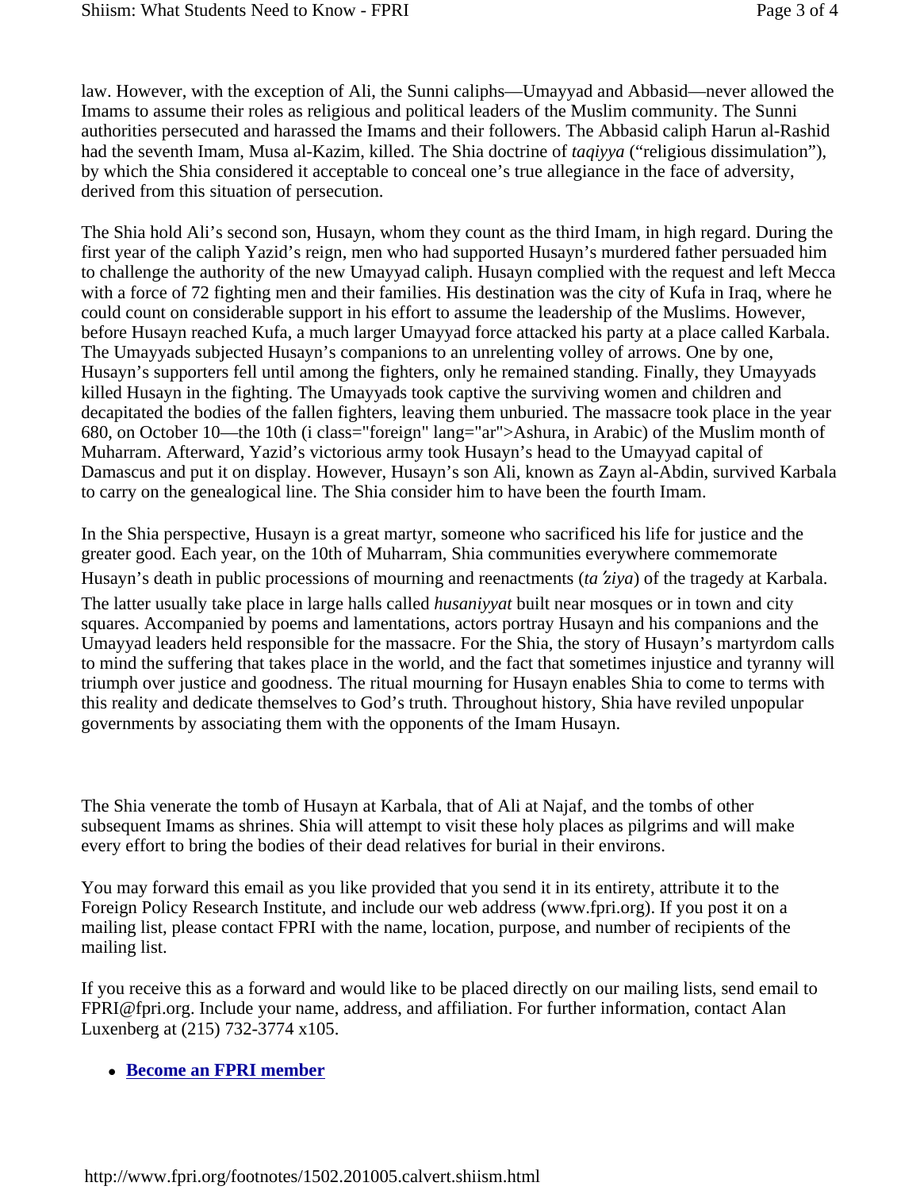law. However, with the exception of Ali, the Sunni caliphs—Umayyad and Abbasid—never allowed the Imams to assume their roles as religious and political leaders of the Muslim community. The Sunni authorities persecuted and harassed the Imams and their followers. The Abbasid caliph Harun al-Rashid had the seventh Imam, Musa al-Kazim, killed. The Shia doctrine of *taqiyya* ("religious dissimulation"), by which the Shia considered it acceptable to conceal one's true allegiance in the face of adversity, derived from this situation of persecution.

The Shia hold Ali's second son, Husayn, whom they count as the third Imam, in high regard. During the first year of the caliph Yazid's reign, men who had supported Husayn's murdered father persuaded him to challenge the authority of the new Umayyad caliph. Husayn complied with the request and left Mecca with a force of 72 fighting men and their families. His destination was the city of Kufa in Iraq, where he could count on considerable support in his effort to assume the leadership of the Muslims. However, before Husayn reached Kufa, a much larger Umayyad force attacked his party at a place called Karbala. The Umayyads subjected Husayn's companions to an unrelenting volley of arrows. One by one, Husayn's supporters fell until among the fighters, only he remained standing. Finally, they Umayyads killed Husayn in the fighting. The Umayyads took captive the surviving women and children and decapitated the bodies of the fallen fighters, leaving them unburied. The massacre took place in the year 680, on October 10—the 10th (i class="foreign" lang="ar">Ashura, in Arabic) of the Muslim month of Muharram. Afterward, Yazid's victorious army took Husayn's head to the Umayyad capital of Damascus and put it on display. However, Husayn's son Ali, known as Zayn al-Abdin, survived Karbala to carry on the genealogical line. The Shia consider him to have been the fourth Imam.

In the Shia perspective, Husayn is a great martyr, someone who sacrificed his life for justice and the greater good. Each year, on the 10th of Muharram, Shia communities everywhere commemorate Husayn's death in public processions of mourning and reenactments (*ta'ziya*) of the tragedy at Karbala. The latter usually take place in large halls called *husaniyyat* built near mosques or in town and city squares. Accompanied by poems and lamentations, actors portray Husayn and his companions and the Umayyad leaders held responsible for the massacre. For the Shia, the story of Husayn's martyrdom calls to mind the suffering that takes place in the world, and the fact that sometimes injustice and tyranny will triumph over justice and goodness. The ritual mourning for Husayn enables Shia to come to terms with this reality and dedicate themselves to God's truth. Throughout history, Shia have reviled unpopular governments by associating them with the opponents of the Imam Husayn.

The Shia venerate the tomb of Husayn at Karbala, that of Ali at Najaf, and the tombs of other subsequent Imams as shrines. Shia will attempt to visit these holy places as pilgrims and will make every effort to bring the bodies of their dead relatives for burial in their environs.

You may forward this email as you like provided that you send it in its entirety, attribute it to the Foreign Policy Research Institute, and include our web address (www.fpri.org). If you post it on a mailing list, please contact FPRI with the name, location, purpose, and number of recipients of the mailing list.

If you receive this as a forward and would like to be placed directly on our mailing lists, send email to FPRI@fpri.org. Include your name, address, and affiliation. For further information, contact Alan Luxenberg at (215) 732-3774 x105.

- **Become an FPRI member**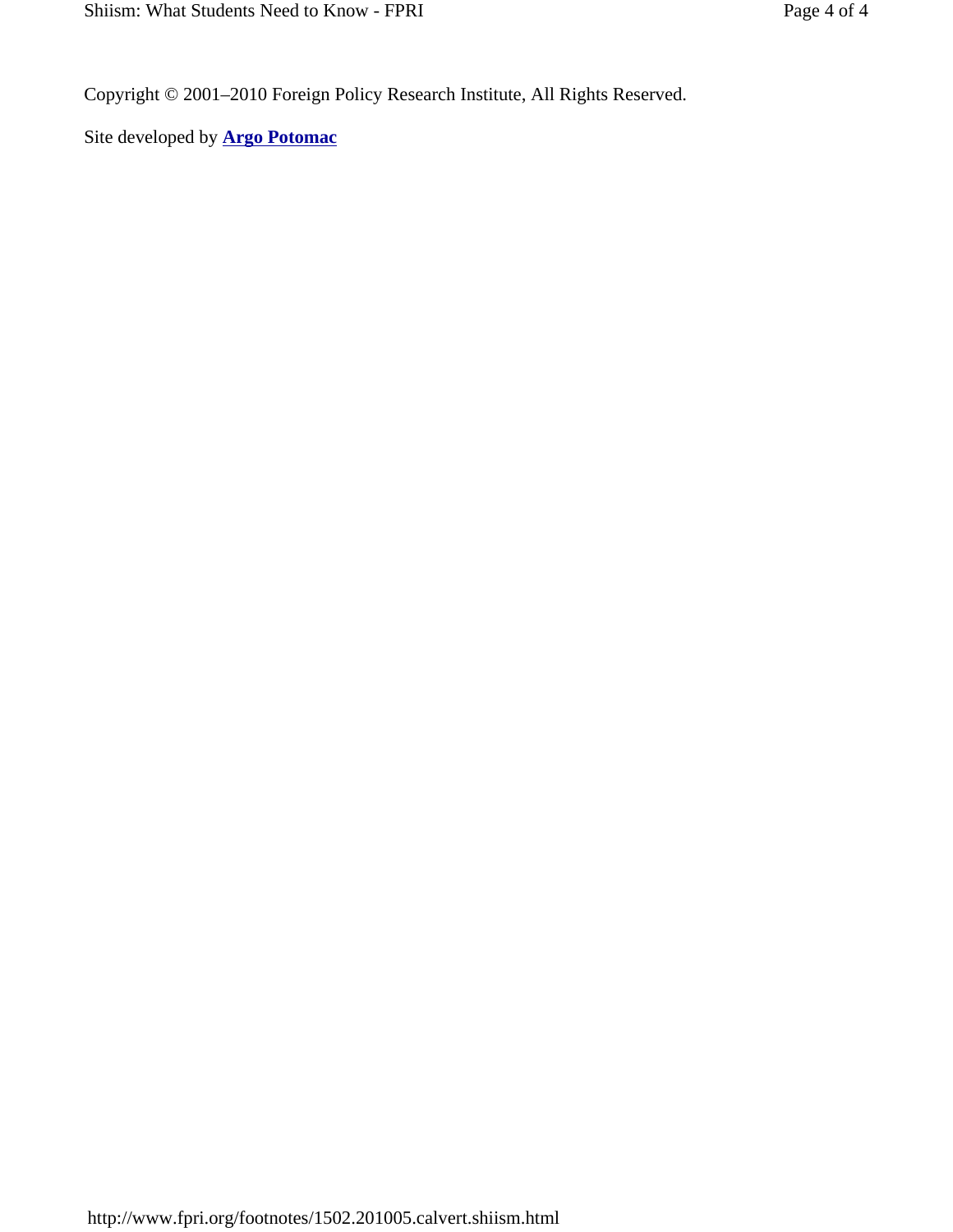Copyright © 2001–2010 Foreign Policy Research Institute, All Rights Reserved.

Site developed by **Argo Potomac**